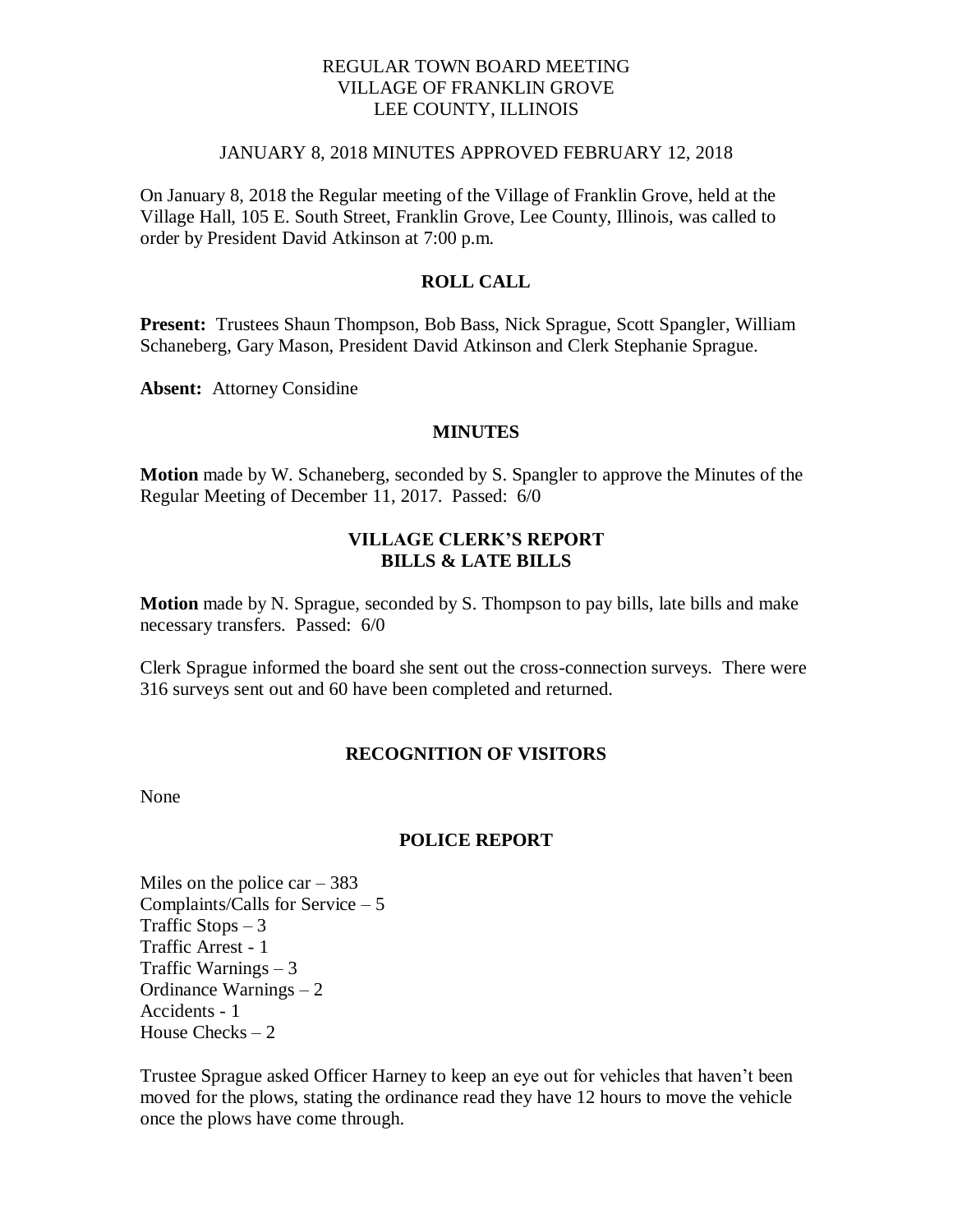# REGULAR TOWN BOARD MEETING
# VILLAGE OF FRANKLIN GROVE
# LEE COUNTY, ILLINOIS

JANUARY 8, 2018 MINUTES APPROVED FEBRUARY 12, 2018

On January 8, 2018 the Regular meeting of the Village of Franklin Grove, held at the Village Hall, 105 E. South Street, Franklin Grove, Lee County, Illinois, was called to order by President David Atkinson at 7:00 p.m.

## ROLL CALL

**Present:** Trustees Shaun Thompson, Bob Bass, Nick Sprague, Scott Spangler, William Schaneberg, Gary Mason, President David Atkinson and Clerk Stephanie Sprague.

**Absent:** Attorney Considine

## MINUTES

**Motion** made by W. Schaneberg, seconded by S. Spangler to approve the Minutes of the Regular Meeting of December 11, 2017. Passed: 6/0

## VILLAGE CLERK'S REPORT
## BILLS & LATE BILLS

**Motion** made by N. Sprague, seconded by S. Thompson to pay bills, late bills and make necessary transfers. Passed: 6/0

Clerk Sprague informed the board she sent out the cross-connection surveys. There were 316 surveys sent out and 60 have been completed and returned.

## RECOGNITION OF VISITORS

None

## POLICE REPORT

Miles on the police car – 383
Complaints/Calls for Service – 5
Traffic Stops – 3
Traffic Arrest - 1
Traffic Warnings – 3
Ordinance Warnings – 2
Accidents - 1
House Checks – 2

Trustee Sprague asked Officer Harney to keep an eye out for vehicles that haven't been moved for the plows, stating the ordinance read they have 12 hours to move the vehicle once the plows have come through.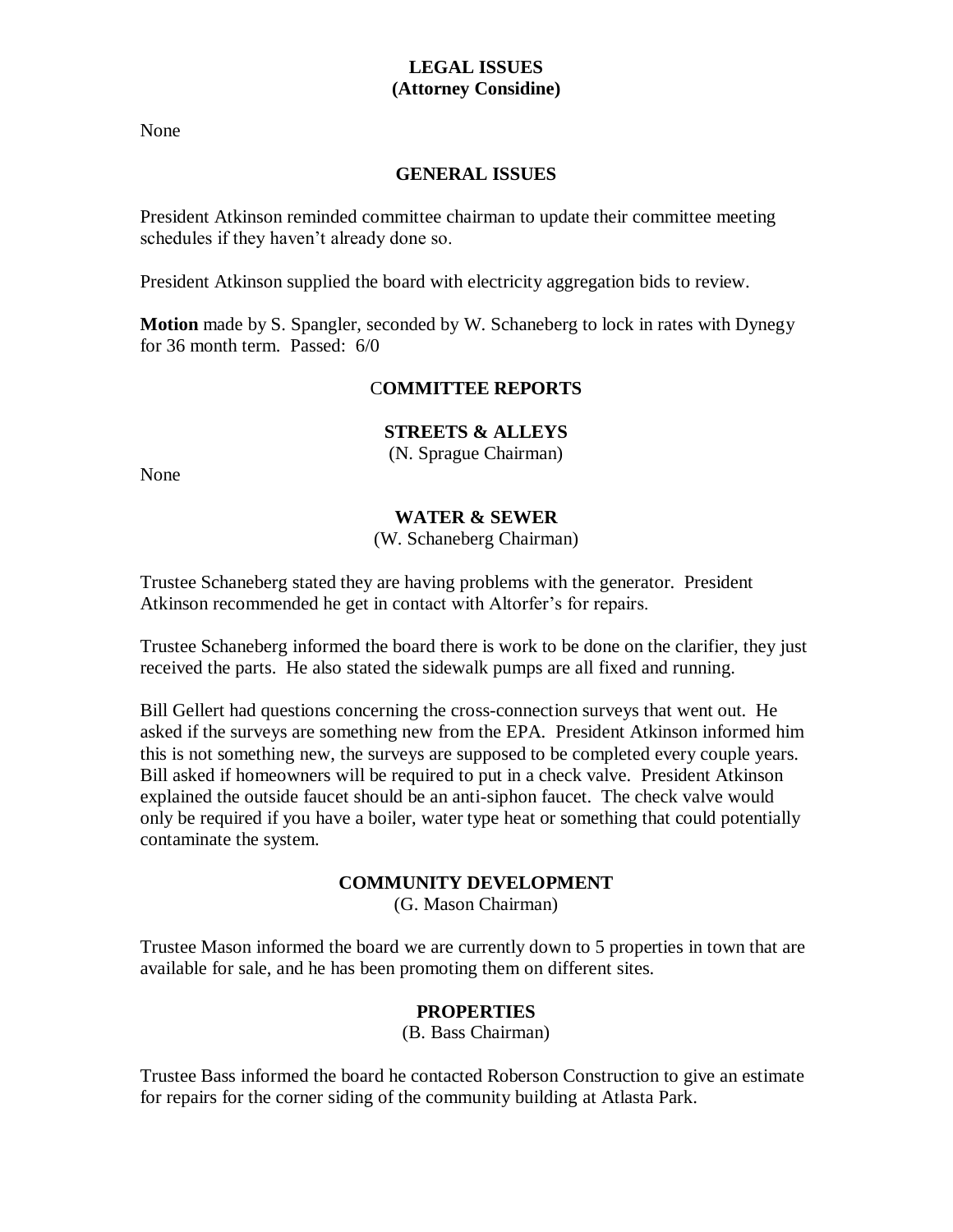## LEGAL ISSUES
## (Attorney Considine)

None

## GENERAL ISSUES

President Atkinson reminded committee chairman to update their committee meeting schedules if they haven't already done so.

President Atkinson supplied the board with electricity aggregation bids to review.

**Motion** made by S. Spangler, seconded by W. Schaneberg to lock in rates with Dynegy for 36 month term. Passed: 6/0

## COMMITTEE REPORTS

### STREETS & ALLEYS
(N. Sprague Chairman)

None

### WATER & SEWER
(W. Schaneberg Chairman)

Trustee Schaneberg stated they are having problems with the generator. President Atkinson recommended he get in contact with Altorfer's for repairs.

Trustee Schaneberg informed the board there is work to be done on the clarifier, they just received the parts. He also stated the sidewalk pumps are all fixed and running.

Bill Gellert had questions concerning the cross-connection surveys that went out. He asked if the surveys are something new from the EPA. President Atkinson informed him this is not something new, the surveys are supposed to be completed every couple years. Bill asked if homeowners will be required to put in a check valve. President Atkinson explained the outside faucet should be an anti-siphon faucet. The check valve would only be required if you have a boiler, water type heat or something that could potentially contaminate the system.

### COMMUNITY DEVELOPMENT
(G. Mason Chairman)

Trustee Mason informed the board we are currently down to 5 properties in town that are available for sale, and he has been promoting them on different sites.

### PROPERTIES
(B. Bass Chairman)

Trustee Bass informed the board he contacted Roberson Construction to give an estimate for repairs for the corner siding of the community building at Atlasta Park.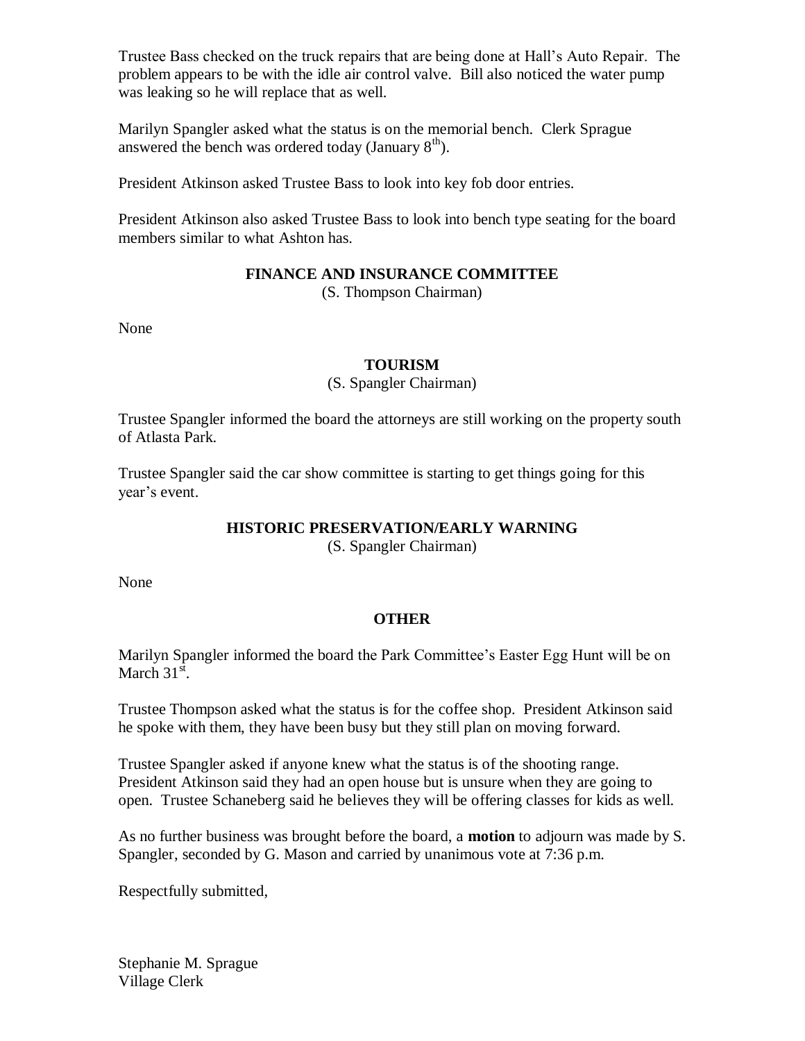Trustee Bass checked on the truck repairs that are being done at Hall's Auto Repair. The problem appears to be with the idle air control valve. Bill also noticed the water pump was leaking so he will replace that as well.

Marilyn Spangler asked what the status is on the memorial bench. Clerk Sprague answered the bench was ordered today (January 8th).

President Atkinson asked Trustee Bass to look into key fob door entries.

President Atkinson also asked Trustee Bass to look into bench type seating for the board members similar to what Ashton has.

**FINANCE AND INSURANCE COMMITTEE**

(S. Thompson Chairman)

None

**TOURISM**

(S. Spangler Chairman)

Trustee Spangler informed the board the attorneys are still working on the property south of Atlasta Park.

Trustee Spangler said the car show committee is starting to get things going for this year's event.

**HISTORIC PRESERVATION/EARLY WARNING**

(S. Spangler Chairman)

None

**OTHER**

Marilyn Spangler informed the board the Park Committee's Easter Egg Hunt will be on March 31st.

Trustee Thompson asked what the status is for the coffee shop. President Atkinson said he spoke with them, they have been busy but they still plan on moving forward.

Trustee Spangler asked if anyone knew what the status is of the shooting range. President Atkinson said they had an open house but is unsure when they are going to open. Trustee Schaneberg said he believes they will be offering classes for kids as well.

As no further business was brought before the board, a **motion** to adjourn was made by S. Spangler, seconded by G. Mason and carried by unanimous vote at 7:36 p.m.

Respectfully submitted,

Stephanie M. Sprague
Village Clerk